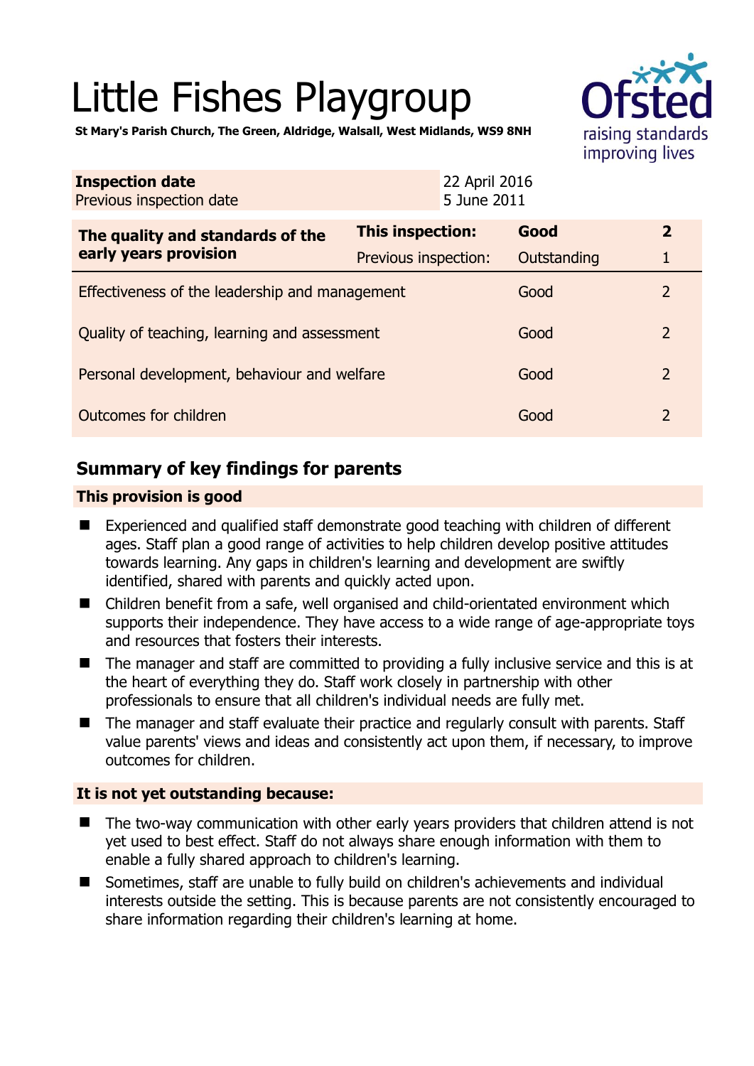# Little Fishes Playgroup

**St Mary's Parish Church, The Green, Aldridge, Walsall, West Midlands, WS9 8NH**

| **Inspection date** | 22 April 2016 |
|---|---|
| Previous inspection date | 5 June 2011 |

| **The quality and standards of the early years provision** | **This inspection:** | **Good** | **2** |
|---|---|---|---|
| | Previous inspection: | Outstanding | 1 |
| Effectiveness of the leadership and management | | Good | 2 |
| Quality of teaching, learning and assessment | | Good | 2 |
| Personal development, behaviour and welfare | | Good | 2 |
| Outcomes for children | | Good | 2 |

## Summary of key findings for parents

### This provision is good

- Experienced and qualified staff demonstrate good teaching with children of different ages. Staff plan a good range of activities to help children develop positive attitudes towards learning. Any gaps in children's learning and development are swiftly identified, shared with parents and quickly acted upon.
- Children benefit from a safe, well organised and child-orientated environment which supports their independence. They have access to a wide range of age-appropriate toys and resources that fosters their interests.
- The manager and staff are committed to providing a fully inclusive service and this is at the heart of everything they do. Staff work closely in partnership with other professionals to ensure that all children's individual needs are fully met.
- The manager and staff evaluate their practice and regularly consult with parents. Staff value parents' views and ideas and consistently act upon them, if necessary, to improve outcomes for children.

### It is not yet outstanding because:

- The two-way communication with other early years providers that children attend is not yet used to best effect. Staff do not always share enough information with them to enable a fully shared approach to children's learning.
- Sometimes, staff are unable to fully build on children's achievements and individual interests outside the setting. This is because parents are not consistently encouraged to share information regarding their children's learning at home.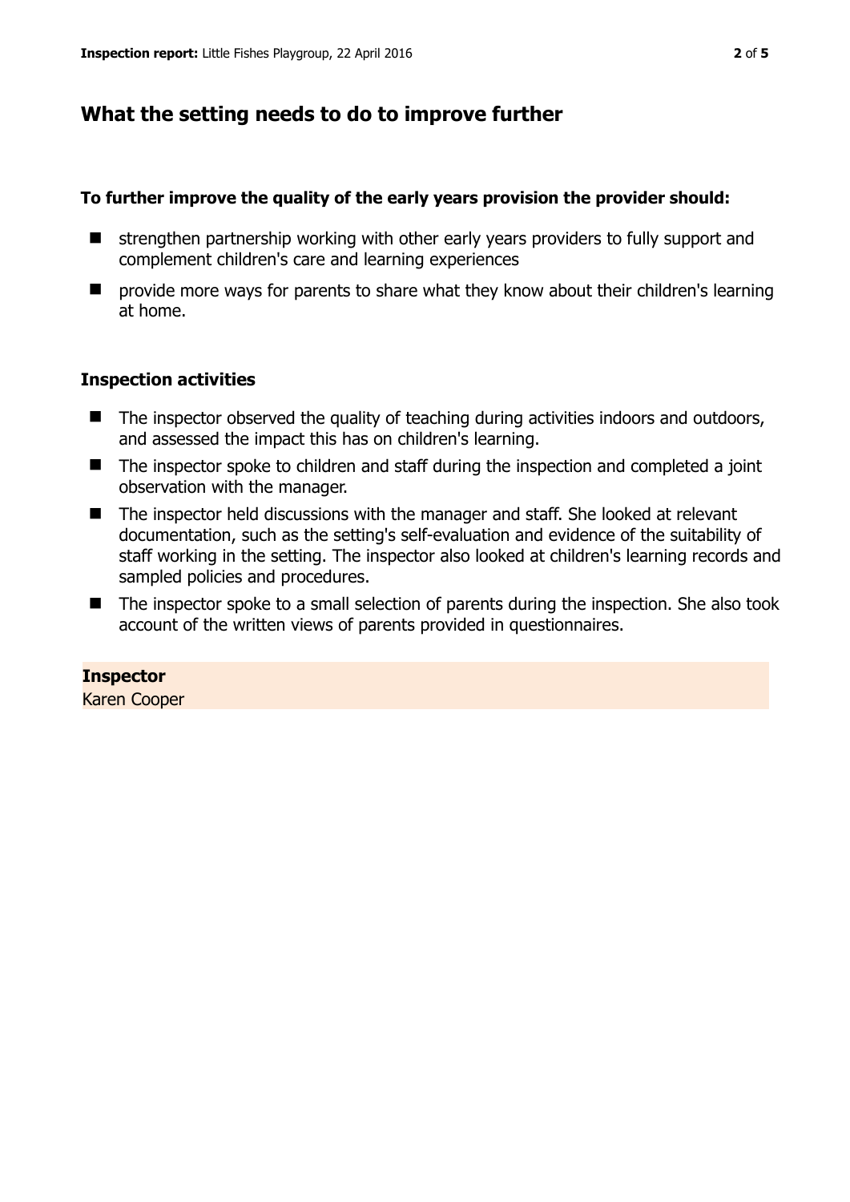## What the setting needs to do to improve further

**To further improve the quality of the early years provision the provider should:**

- strengthen partnership working with other early years providers to fully support and complement children's care and learning experiences
- provide more ways for parents to share what they know about their children's learning at home.

### Inspection activities

- The inspector observed the quality of teaching during activities indoors and outdoors, and assessed the impact this has on children's learning.
- The inspector spoke to children and staff during the inspection and completed a joint observation with the manager.
- The inspector held discussions with the manager and staff. She looked at relevant documentation, such as the setting's self-evaluation and evidence of the suitability of staff working in the setting. The inspector also looked at children's learning records and sampled policies and procedures.
- The inspector spoke to a small selection of parents during the inspection. She also took account of the written views of parents provided in questionnaires.

**Inspector**
Karen Cooper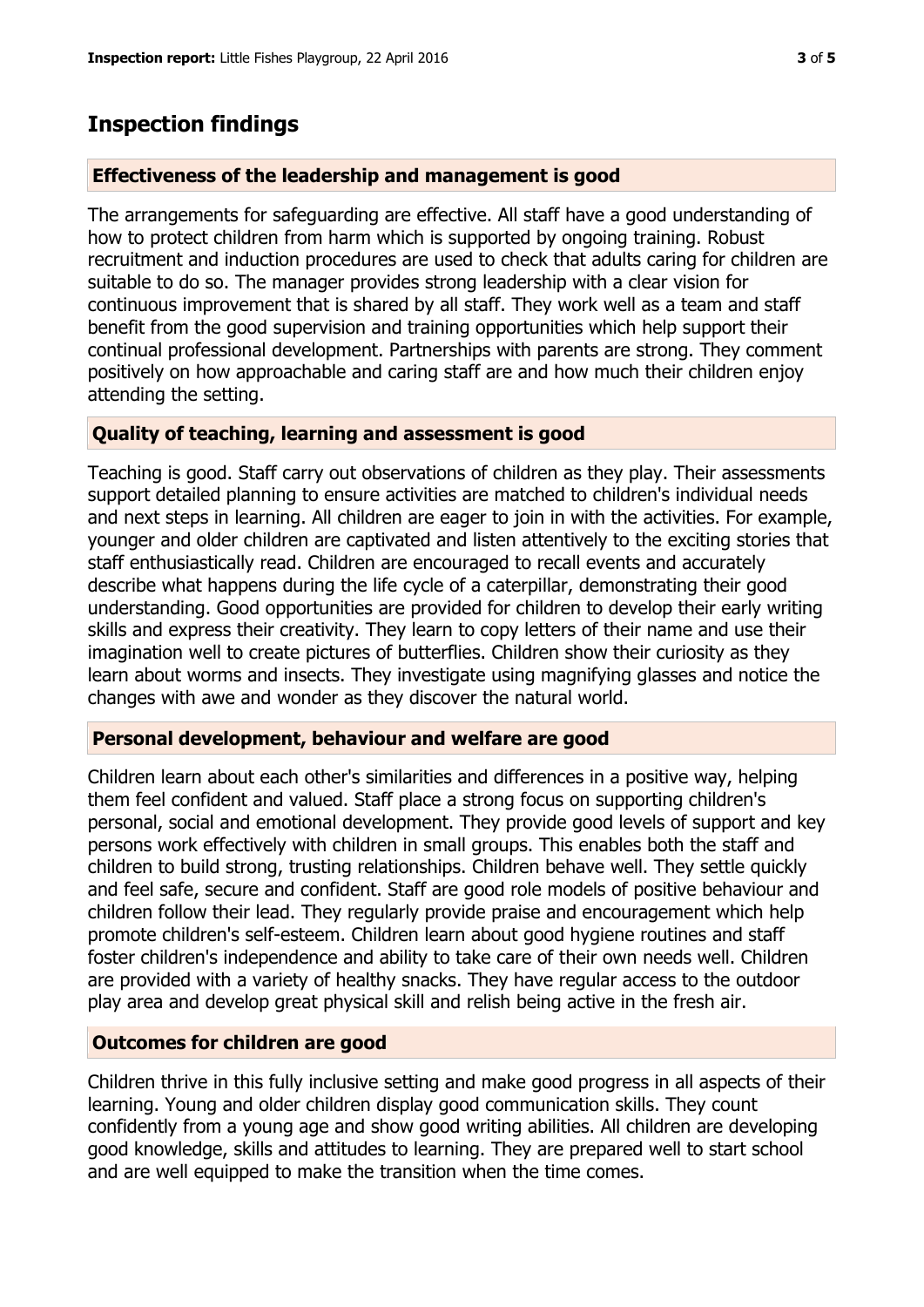# Inspection findings

## Effectiveness of the leadership and management is good

The arrangements for safeguarding are effective. All staff have a good understanding of how to protect children from harm which is supported by ongoing training. Robust recruitment and induction procedures are used to check that adults caring for children are suitable to do so. The manager provides strong leadership with a clear vision for continuous improvement that is shared by all staff. They work well as a team and staff benefit from the good supervision and training opportunities which help support their continual professional development. Partnerships with parents are strong. They comment positively on how approachable and caring staff are and how much their children enjoy attending the setting.

## Quality of teaching, learning and assessment is good

Teaching is good. Staff carry out observations of children as they play. Their assessments support detailed planning to ensure activities are matched to children's individual needs and next steps in learning. All children are eager to join in with the activities. For example, younger and older children are captivated and listen attentively to the exciting stories that staff enthusiastically read. Children are encouraged to recall events and accurately describe what happens during the life cycle of a caterpillar, demonstrating their good understanding. Good opportunities are provided for children to develop their early writing skills and express their creativity. They learn to copy letters of their name and use their imagination well to create pictures of butterflies. Children show their curiosity as they learn about worms and insects. They investigate using magnifying glasses and notice the changes with awe and wonder as they discover the natural world.

## Personal development, behaviour and welfare are good

Children learn about each other's similarities and differences in a positive way, helping them feel confident and valued. Staff place a strong focus on supporting children's personal, social and emotional development. They provide good levels of support and key persons work effectively with children in small groups. This enables both the staff and children to build strong, trusting relationships. Children behave well. They settle quickly and feel safe, secure and confident. Staff are good role models of positive behaviour and children follow their lead. They regularly provide praise and encouragement which help promote children's self-esteem. Children learn about good hygiene routines and staff foster children's independence and ability to take care of their own needs well. Children are provided with a variety of healthy snacks. They have regular access to the outdoor play area and develop great physical skill and relish being active in the fresh air.

## Outcomes for children are good

Children thrive in this fully inclusive setting and make good progress in all aspects of their learning. Young and older children display good communication skills. They count confidently from a young age and show good writing abilities. All children are developing good knowledge, skills and attitudes to learning. They are prepared well to start school and are well equipped to make the transition when the time comes.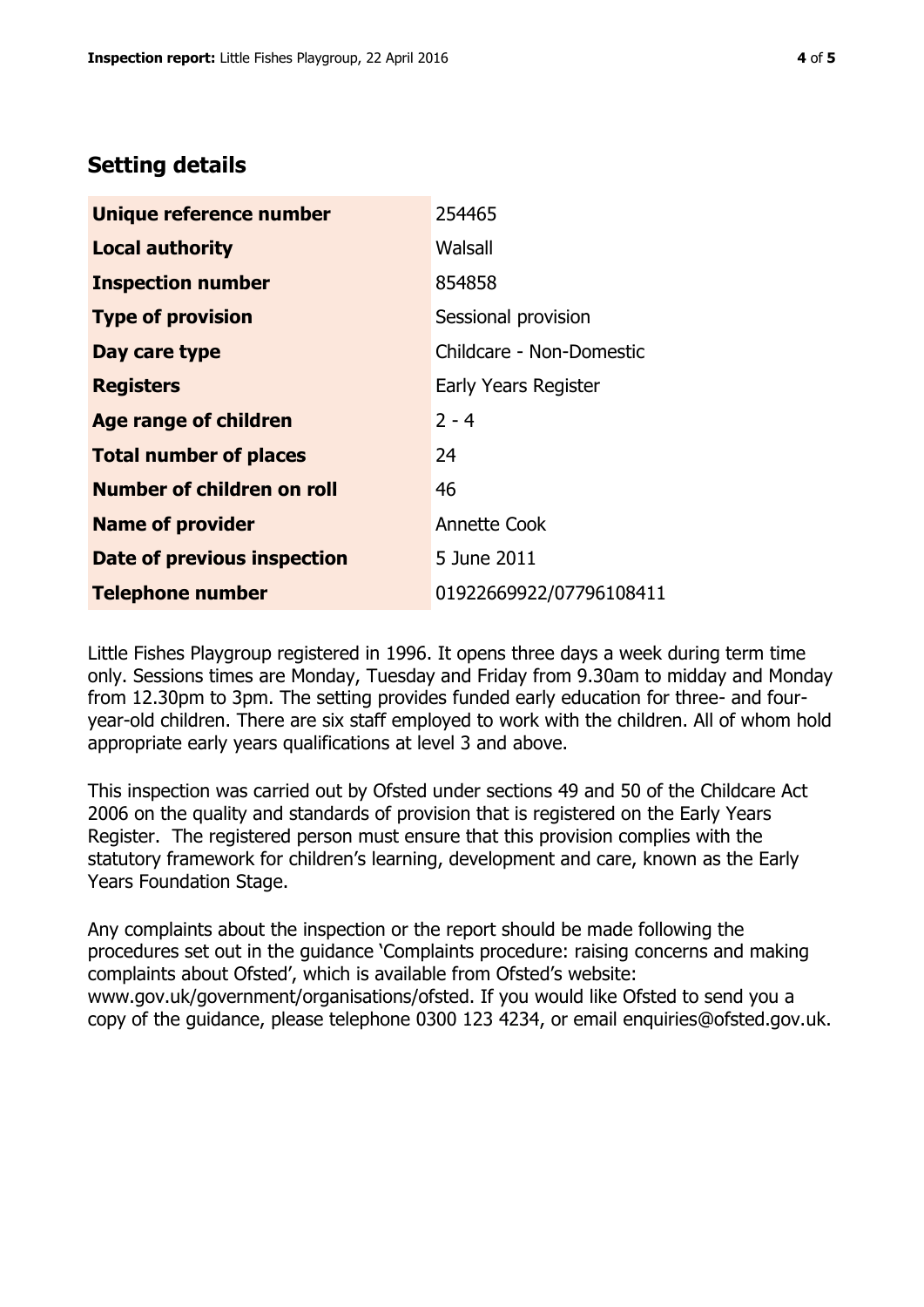## Setting details

| | |
|---|---|
| **Unique reference number** | 254465 |
| **Local authority** | Walsall |
| **Inspection number** | 854858 |
| **Type of provision** | Sessional provision |
| **Day care type** | Childcare - Non-Domestic |
| **Registers** | Early Years Register |
| **Age range of children** | 2 - 4 |
| **Total number of places** | 24 |
| **Number of children on roll** | 46 |
| **Name of provider** | Annette Cook |
| **Date of previous inspection** | 5 June 2011 |
| **Telephone number** | 01922669922/07796108411 |

Little Fishes Playgroup registered in 1996. It opens three days a week during term time only. Sessions times are Monday, Tuesday and Friday from 9.30am to midday and Monday from 12.30pm to 3pm. The setting provides funded early education for three- and four-year-old children. There are six staff employed to work with the children. All of whom hold appropriate early years qualifications at level 3 and above.

This inspection was carried out by Ofsted under sections 49 and 50 of the Childcare Act 2006 on the quality and standards of provision that is registered on the Early Years Register. The registered person must ensure that this provision complies with the statutory framework for children's learning, development and care, known as the Early Years Foundation Stage.

Any complaints about the inspection or the report should be made following the procedures set out in the guidance 'Complaints procedure: raising concerns and making complaints about Ofsted', which is available from Ofsted's website: www.gov.uk/government/organisations/ofsted. If you would like Ofsted to send you a copy of the guidance, please telephone 0300 123 4234, or email enquiries@ofsted.gov.uk.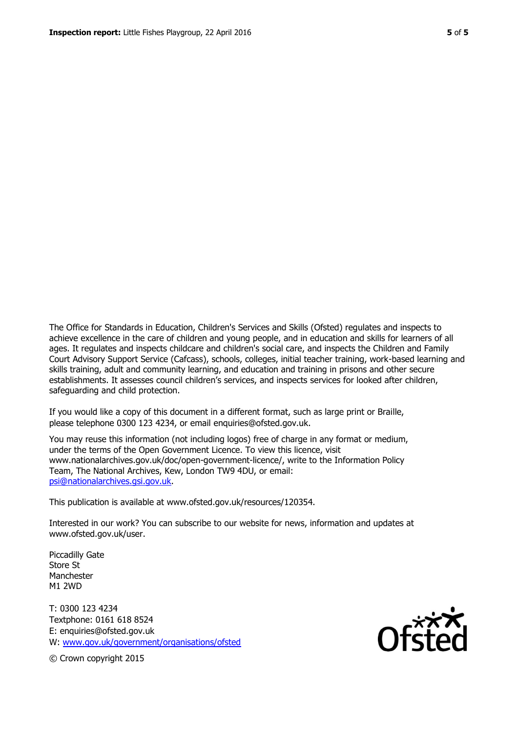The Office for Standards in Education, Children's Services and Skills (Ofsted) regulates and inspects to achieve excellence in the care of children and young people, and in education and skills for learners of all ages. It regulates and inspects childcare and children's social care, and inspects the Children and Family Court Advisory Support Service (Cafcass), schools, colleges, initial teacher training, work-based learning and skills training, adult and community learning, and education and training in prisons and other secure establishments. It assesses council children's services, and inspects services for looked after children, safeguarding and child protection.

If you would like a copy of this document in a different format, such as large print or Braille, please telephone 0300 123 4234, or email enquiries@ofsted.gov.uk.

You may reuse this information (not including logos) free of charge in any format or medium, under the terms of the Open Government Licence. To view this licence, visit www.nationalarchives.gov.uk/doc/open-government-licence/, write to the Information Policy Team, The National Archives, Kew, London TW9 4DU, or email: psi@nationalarchives.gsi.gov.uk.

This publication is available at www.ofsted.gov.uk/resources/120354.

Interested in our work? You can subscribe to our website for news, information and updates at www.ofsted.gov.uk/user.

Piccadilly Gate
Store St
Manchester
M1 2WD

T: 0300 123 4234
Textphone: 0161 618 8524
E: enquiries@ofsted.gov.uk
W: www.gov.uk/government/organisations/ofsted

© Crown copyright 2015